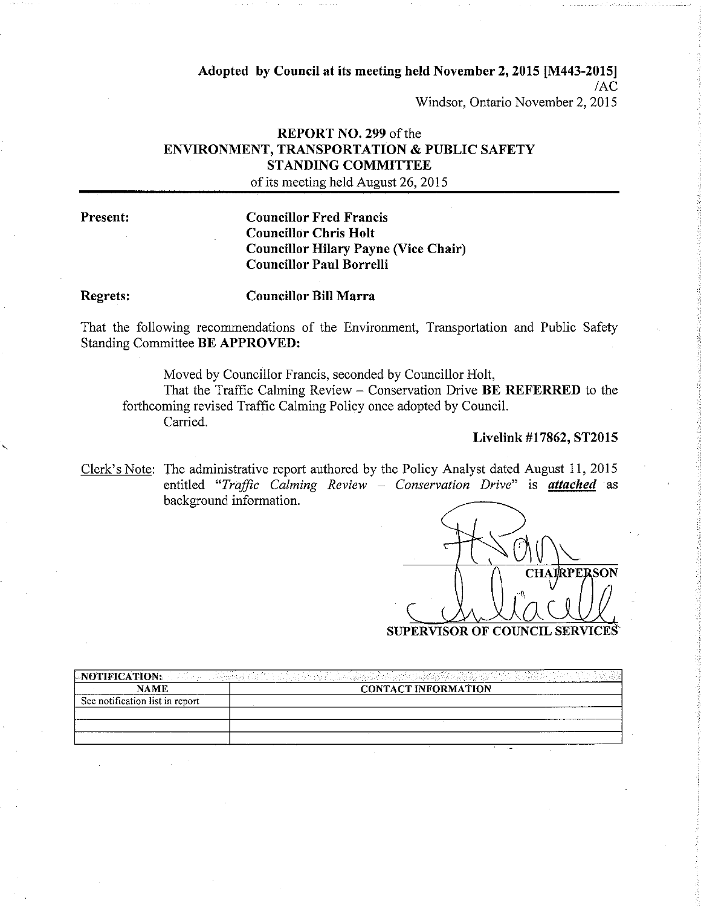**Adopted by Council at its meeting held November 2, 2015 [M443-2015]**
/AC
Windsor, Ontario November 2, 2015

## REPORT NO. 299 of the ENVIRONMENT, TRANSPORTATION & PUBLIC SAFETY STANDING COMMITTEE

of its meeting held August 26, 2015

**Present:**

**Councillor Fred Francis**
**Councillor Chris Holt**
**Councillor Hilary Payne (Vice Chair)**
**Councillor Paul Borrelli**

**Regrets:**

**Councillor Bill Marra**

That the following recommendations of the Environment, Transportation and Public Safety Standing Committee **BE APPROVED:**

> Moved by Councillor Francis, seconded by Councillor Holt,
>
> That the Traffic Calming Review – Conservation Drive **BE REFERRED** to the forthcoming revised Traffic Calming Policy once adopted by Council.
>
> Carried.

**Livelink #17862, ST2015**

Clerk's Note: The administrative report authored by the Policy Analyst dated August 11, 2015 entitled "*Traffic Calming Review – Conservation Drive*" is ***attached*** as background information.

CHAIRPERSON

SUPERVISOR OF COUNCIL SERVICES

| NOTIFICATION: | |
|---|---|
| **NAME** | **CONTACT INFORMATION** |
| See notification list in report | |
| | |
| | |
| | |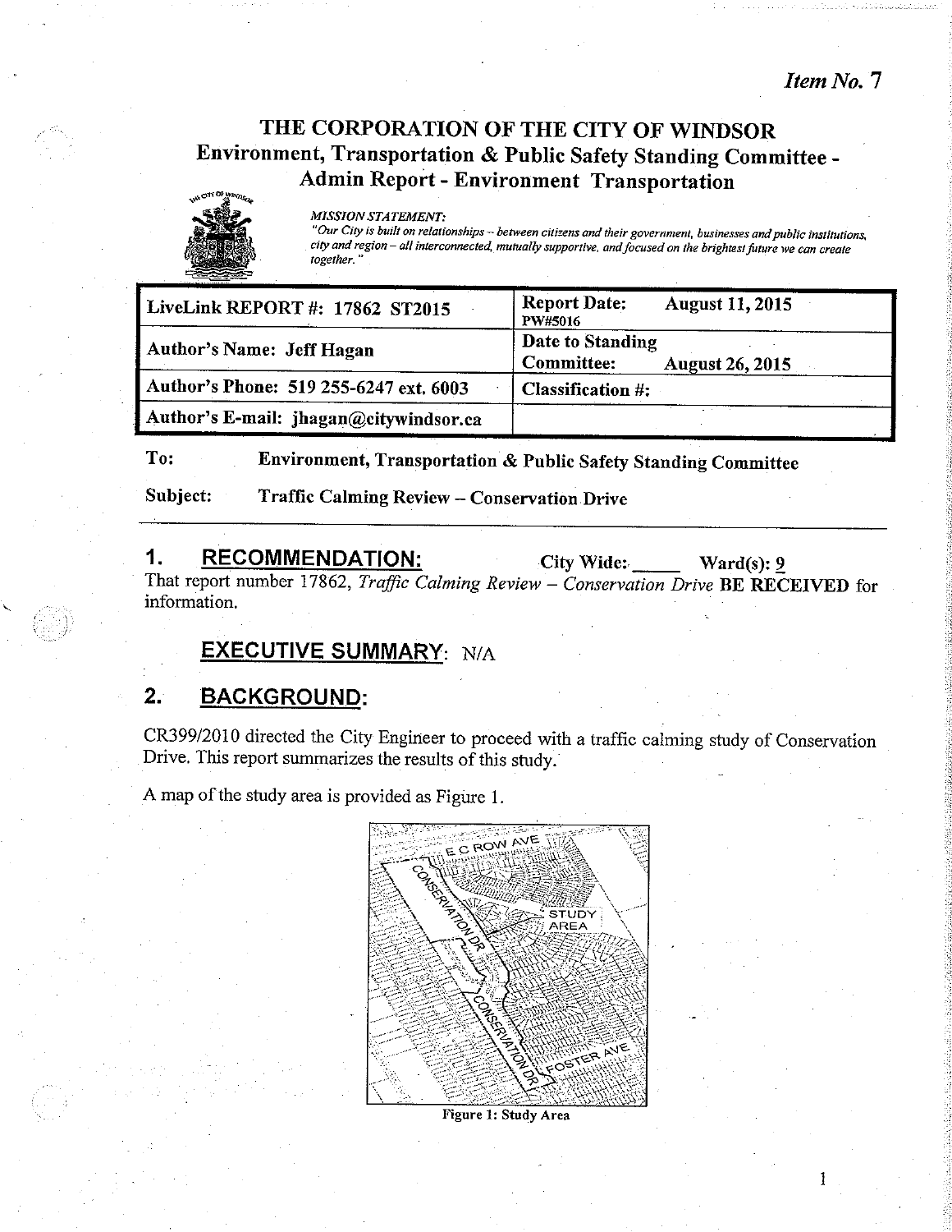*Item No. 7*

# THE CORPORATION OF THE CITY OF WINDSOR
## Environment, Transportation & Public Safety Standing Committee - Admin Report - Environment Transportation

*MISSION STATEMENT:*
*"Our City is built on relationships – between citizens and their government, businesses and public institutions, city and region – all interconnected, mutually supportive, and focused on the brightest future we can create together."*

| | |
|---|---|
| **LiveLink REPORT #: 17862 ST2015** | **Report Date: August 11, 2015** PW#5016 |
| **Author's Name: Jeff Hagan** | **Date to Standing Committee: August 26, 2015** |
| **Author's Phone: 519 255-6247 ext. 6003** | **Classification #:** |
| **Author's E-mail: jhagan@citywindsor.ca** | |

**To:** **Environment, Transportation & Public Safety Standing Committee**

**Subject:** **Traffic Calming Review – Conservation Drive**

## 1. RECOMMENDATION:

City Wide: _____ Ward(s): 9

That report number 17862, *Traffic Calming Review – Conservation Drive* **BE RECEIVED** for information.

## EXECUTIVE SUMMARY: N/A

## 2. BACKGROUND:

CR399/2010 directed the City Engineer to proceed with a traffic calming study of Conservation Drive. This report summarizes the results of this study.

A map of the study area is provided as Figure 1.

Figure 1: Study Area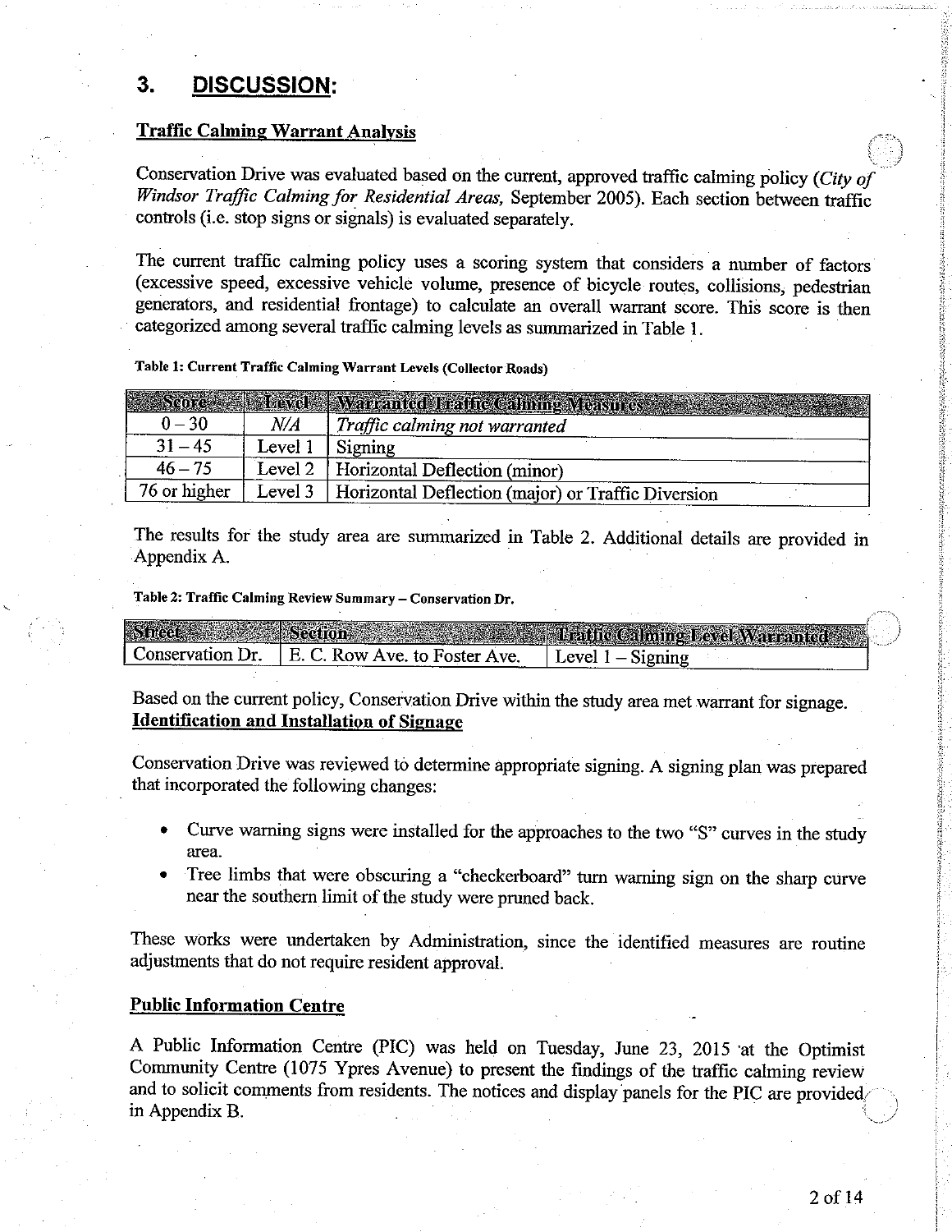# 3. DISCUSSION:

**Traffic Calming Warrant Analysis**

Conservation Drive was evaluated based on the current, approved traffic calming policy (*City of Windsor Traffic Calming for Residential Areas,* September 2005). Each section between traffic controls (i.e. stop signs or signals) is evaluated separately.

The current traffic calming policy uses a scoring system that considers a number of factors (excessive speed, excessive vehicle volume, presence of bicycle routes, collisions, pedestrian generators, and residential frontage) to calculate an overall warrant score. This score is then categorized among several traffic calming levels as summarized in Table 1.

**Table 1: Current Traffic Calming Warrant Levels (Collector Roads)**

| Score | Level | Warranted Traffic Calming Measures |
|---|---|---|
| 0 – 30 | *N/A* | *Traffic calming not warranted* |
| 31 – 45 | Level 1 | Signing |
| 46 – 75 | Level 2 | Horizontal Deflection (minor) |
| 76 or higher | Level 3 | Horizontal Deflection (major) or Traffic Diversion |

The results for the study area are summarized in Table 2. Additional details are provided in Appendix A.

**Table 2: Traffic Calming Review Summary – Conservation Dr.**

| Street | Section | Traffic Calming Level Warranted |
|---|---|---|
| Conservation Dr. | E. C. Row Ave. to Foster Ave. | Level 1 – Signing |

Based on the current policy, Conservation Drive within the study area met warrant for signage.

**Identification and Installation of Signage**

Conservation Drive was reviewed to determine appropriate signing. A signing plan was prepared that incorporated the following changes:

- Curve warning signs were installed for the approaches to the two "S" curves in the study area.
- Tree limbs that were obscuring a "checkerboard" turn warning sign on the sharp curve near the southern limit of the study were pruned back.

These works were undertaken by Administration, since the identified measures are routine adjustments that do not require resident approval.

**Public Information Centre**

A Public Information Centre (PIC) was held on Tuesday, June 23, 2015 at the Optimist Community Centre (1075 Ypres Avenue) to present the findings of the traffic calming review and to solicit comments from residents. The notices and display panels for the PIC are provided in Appendix B.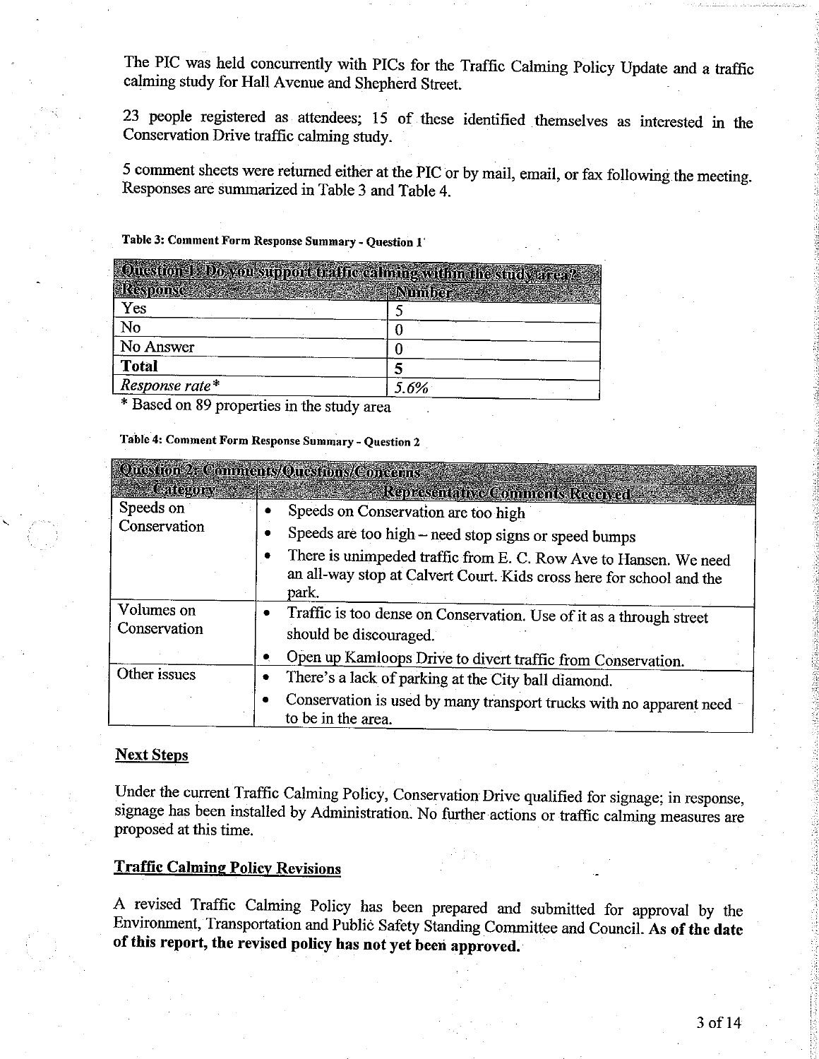The PIC was held concurrently with PICs for the Traffic Calming Policy Update and a traffic calming study for Hall Avenue and Shepherd Street.

23 people registered as attendees; 15 of these identified themselves as interested in the Conservation Drive traffic calming study.

5 comment sheets were returned either at the PIC or by mail, email, or fax following the meeting. Responses are summarized in Table 3 and Table 4.

**Table 3: Comment Form Response Summary - Question 1**

| Question 1: Do you support traffic calming within the study area? | |
|---|---|
| **Response** | **Number** |
| Yes | 5 |
| No | 0 |
| No Answer | 0 |
| **Total** | **5** |
| *Response rate\** | *5.6%* |

\* Based on 89 properties in the study area

**Table 4: Comment Form Response Summary - Question 2**

| Question 2: Comments/Questions/Concerns | |
|---|---|
| **Category** | **Representative Comments Received** |
| Speeds on Conservation | • Speeds on Conservation are too high<br>• Speeds are too high – need stop signs or speed bumps<br>• There is unimpeded traffic from E. C. Row Ave to Hansen. We need an all-way stop at Calvert Court. Kids cross here for school and the park. |
| Volumes on Conservation | • Traffic is too dense on Conservation. Use of it as a through street should be discouraged.<br>• Open up Kamloops Drive to divert traffic from Conservation. |
| Other issues | • There's a lack of parking at the City ball diamond.<br>• Conservation is used by many transport trucks with no apparent need to be in the area. |

## Next Steps

Under the current Traffic Calming Policy, Conservation Drive qualified for signage; in response, signage has been installed by Administration. No further actions or traffic calming measures are proposed at this time.

## Traffic Calming Policy Revisions

A revised Traffic Calming Policy has been prepared and submitted for approval by the Environment, Transportation and Public Safety Standing Committee and Council. **As of the date of this report, the revised policy has not yet been approved.**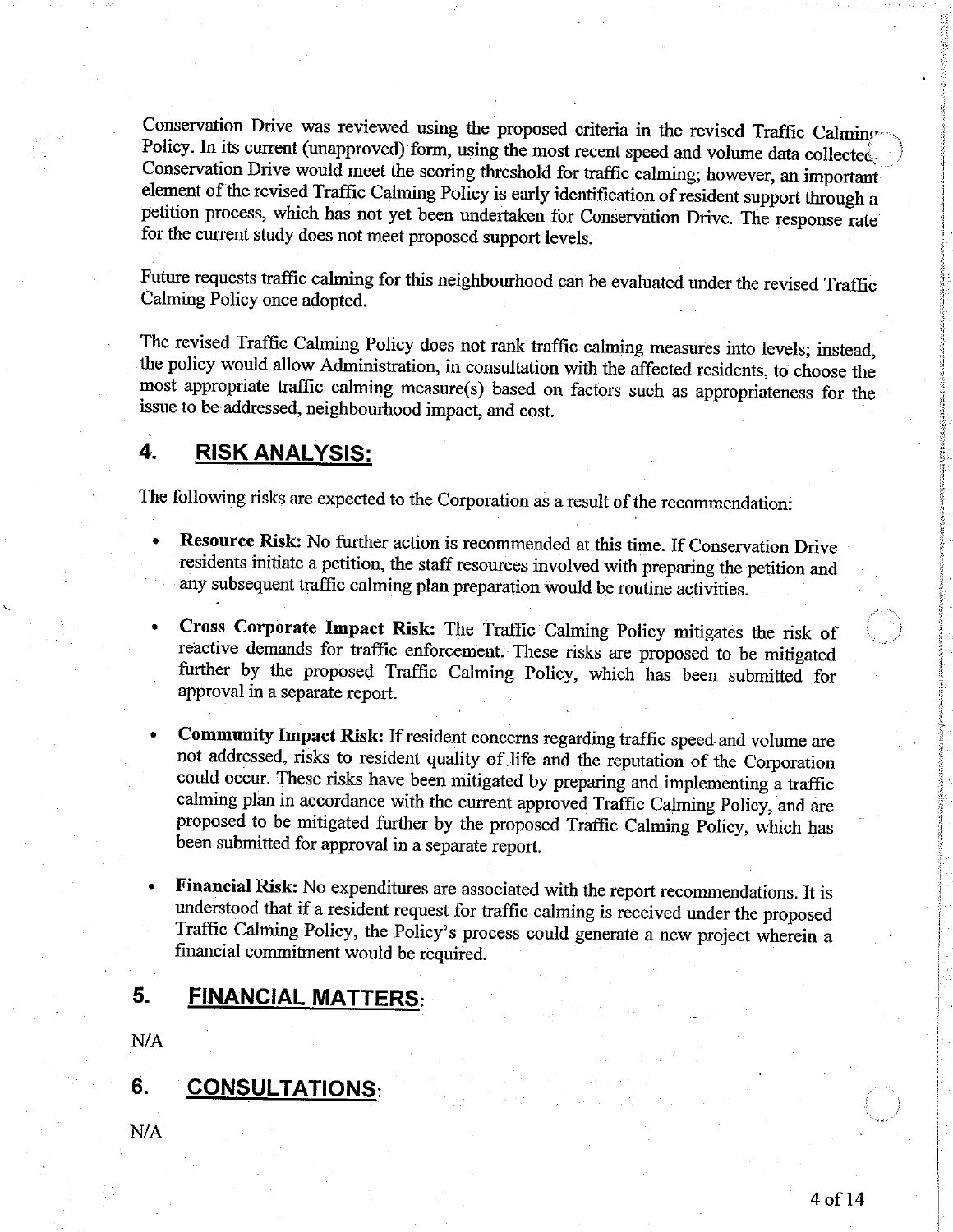Conservation Drive was reviewed using the proposed criteria in the revised Traffic Calming Policy. In its current (unapproved) form, using the most recent speed and volume data collected, Conservation Drive would meet the scoring threshold for traffic calming; however, an important element of the revised Traffic Calming Policy is early identification of resident support through a petition process, which has not yet been undertaken for Conservation Drive. The response rate for the current study does not meet proposed support levels.

Future requests traffic calming for this neighbourhood can be evaluated under the revised Traffic Calming Policy once adopted.

The revised Traffic Calming Policy does not rank traffic calming measures into levels; instead, the policy would allow Administration, in consultation with the affected residents, to choose the most appropriate traffic calming measure(s) based on factors such as appropriateness for the issue to be addressed, neighbourhood impact, and cost.

## 4. RISK ANALYSIS:

The following risks are expected to the Corporation as a result of the recommendation:

- **Resource Risk:** No further action is recommended at this time. If Conservation Drive residents initiate a petition, the staff resources involved with preparing the petition and any subsequent traffic calming plan preparation would be routine activities.

- **Cross Corporate Impact Risk:** The Traffic Calming Policy mitigates the risk of reactive demands for traffic enforcement. These risks are proposed to be mitigated further by the proposed Traffic Calming Policy, which has been submitted for approval in a separate report.

- **Community Impact Risk:** If resident concerns regarding traffic speed and volume are not addressed, risks to resident quality of life and the reputation of the Corporation could occur. These risks have been mitigated by preparing and implementing a traffic calming plan in accordance with the current approved Traffic Calming Policy, and are proposed to be mitigated further by the proposed Traffic Calming Policy, which has been submitted for approval in a separate report.

- **Financial Risk:** No expenditures are associated with the report recommendations. It is understood that if a resident request for traffic calming is received under the proposed Traffic Calming Policy, the Policy's process could generate a new project wherein a financial commitment would be required.

## 5. FINANCIAL MATTERS:

N/A

## 6. CONSULTATIONS:

N/A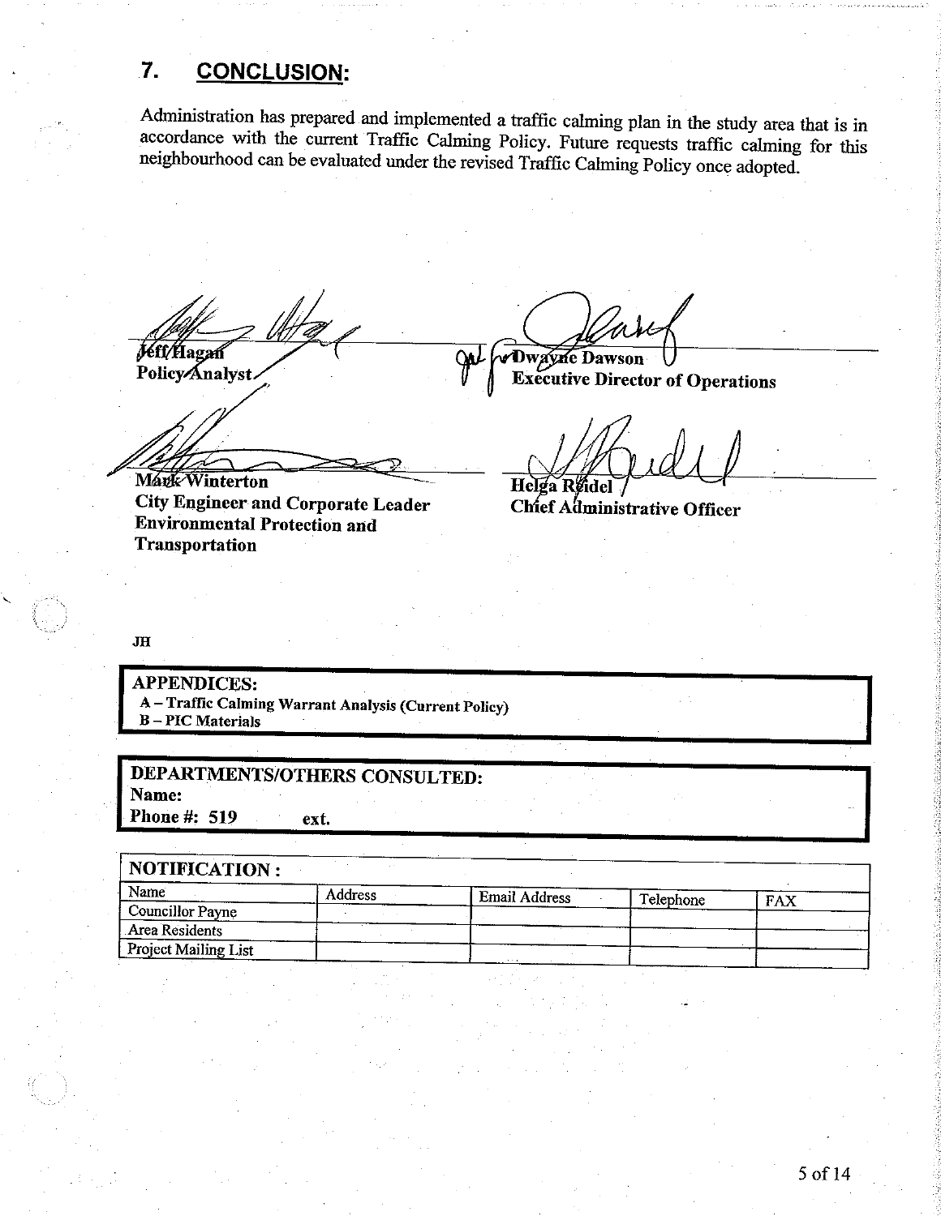## 7. CONCLUSION:

Administration has prepared and implemented a traffic calming plan in the study area that is in accordance with the current Traffic Calming Policy. Future requests traffic calming for this neighbourhood can be evaluated under the revised Traffic Calming Policy once adopted.

**Jeff Hagan**
**Policy Analyst**

**Dwayne Dawson**
**Executive Director of Operations**

**Mark Winterton**
**City Engineer and Corporate Leader Environmental Protection and Transportation**

**Helga Reidel**
**Chief Administrative Officer**

JH

**APPENDICES:**
- **A – Traffic Calming Warrant Analysis (Current Policy)**
- **B – PIC Materials**

**DEPARTMENTS/OTHERS CONSULTED:**
**Name:**
**Phone #: 519 ext.**

**NOTIFICATION :**

| Name | Address | Email Address | Telephone | FAX |
|---|---|---|---|---|
| Councillor Payne | | | | |
| Area Residents | | | | |
| Project Mailing List | | | | |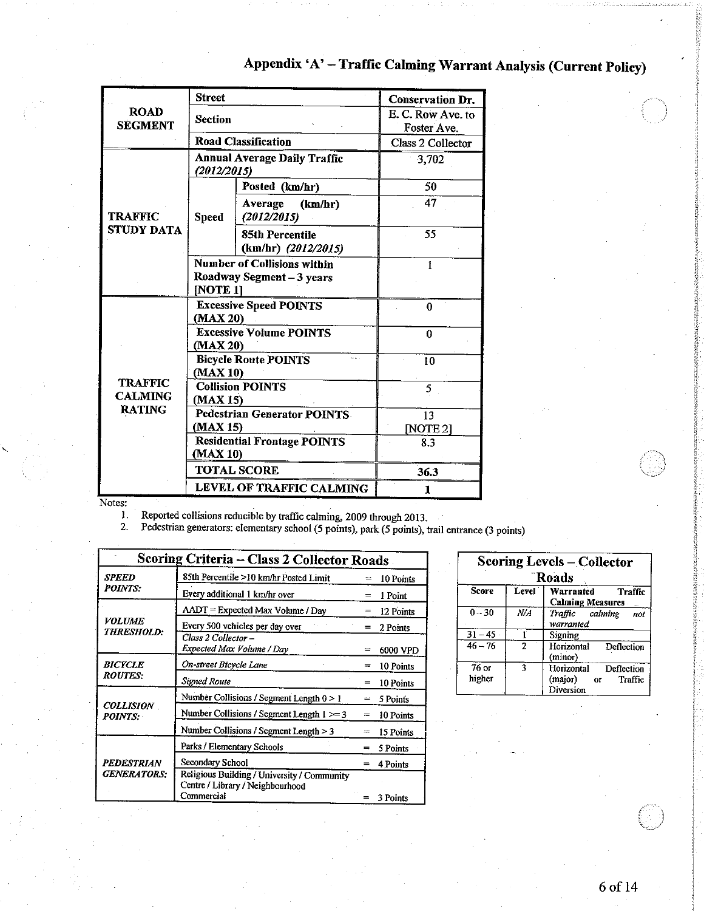# Appendix 'A' – Traffic Calming Warrant Analysis (Current Policy)

| | | | |
|---|---|---|---|
| **ROAD SEGMENT** | **Street** | | **Conservation Dr.** |
| | **Section** | | E. C. Row Ave. to Foster Ave. |
| | **Road Classification** | | Class 2 Collector |
| **TRAFFIC STUDY DATA** | **Annual Average Daily Traffic** ***(2012/2015)*** | | 3,702 |
| | **Speed** | **Posted (km/hr)** | 50 |
| | | **Average (km/hr)** ***(2012/2015)*** | 47 |
| | | **85th Percentile (km/hr)** ***(2012/2015)*** | 55 |
| | **Number of Collisions within Roadway Segment – 3 years [NOTE 1]** | | 1 |
| **TRAFFIC CALMING RATING** | **Excessive Speed POINTS (MAX 20)** | | 0 |
| | **Excessive Volume POINTS (MAX 20)** | | 0 |
| | **Bicycle Route POINTS (MAX 10)** | | 10 |
| | **Collision POINTS (MAX 15)** | | 5 |
| | **Pedestrian Generator POINTS (MAX 15)** | | 13 [NOTE 2] |
| | **Residential Frontage POINTS (MAX 10)** | | 8.3 |
| | **TOTAL SCORE** | | **36.3** |
| | **LEVEL OF TRAFFIC CALMING** | | **1** |

Notes:

1. Reported collisions reducible by traffic calming, 2009 through 2013.
2. Pedestrian generators: elementary school (5 points), park (5 points), trail entrance (3 points)

| **Scoring Criteria – Class 2 Collector Roads** | | | |
|---|---|---|---|
| ***SPEED POINTS:*** | 85th Percentile >10 km/hr Posted Limit | = | 10 Points |
| | Every additional 1 km/hr over | = | 1 Point |
| ***VOLUME THRESHOLD:*** | AADT = Expected Max Volume / Day | = | 12 Points |
| | Every 500 vehicles per day over | = | 2 Points |
| | *Class 2 Collector – Expected Max Volume / Day* | = | 6000 VPD |
| ***BICYCLE ROUTES:*** | *On-street Bicycle Lane* | = | 10 Points |
| | *Signed Route* | = | 10 Points |
| ***COLLISION POINTS:*** | Number Collisions / Segment Length 0 > 1 | = | 5 Points |
| | Number Collisions / Segment Length 1 >= 3 | = | 10 Points |
| | Number Collisions / Segment Length > 3 | = | 15 Points |
| ***PEDESTRIAN GENERATORS:*** | Parks / Elementary Schools | = | 5 Points |
| | Secondary School | = | 4 Points |
| | Religious Building / University / Community Centre / Library / Neighbourhood Commercial | = | 3 Points |

| **Scoring Levels – Collector Roads** | | |
|---|---|---|
| **Score** | **Level** | **Warranted Traffic Calming Measures** |
| 0 – 30 | *N/A* | *Traffic calming not warranted* |
| 31 – 45 | 1 | Signing |
| 46 – 76 | 2 | Horizontal Deflection (minor) |
| 76 or higher | 3 | Horizontal Deflection (major) or Traffic Diversion |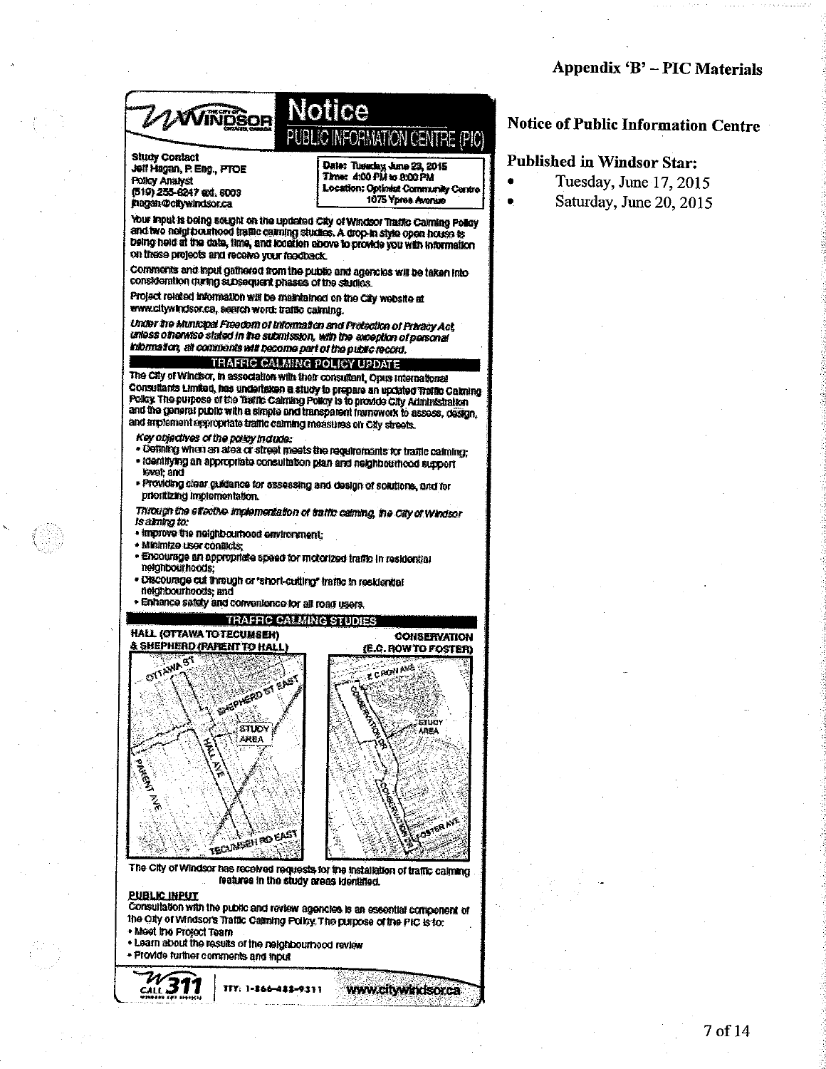# Appendix 'B' – PIC Materials

## Notice of Public Information Centre

**Published in Windsor Star:**

- Tuesday, June 17, 2015
- Saturday, June 20, 2015

---

THE CITY OF WINDSOR ONTARIO, CANADA

# Notice

## PUBLIC INFORMATION CENTRE (PIC)

**Study Contact**
Jeff Hagan, P. Eng., PTOE
Policy Analyst
(519) 255-6247 ext. 6003
jhagan@citywindsor.ca

**Date:** Tuesday, June 23, 2015
**Time:** 4:00 PM to 8:00 PM
**Location:** Optimist Community Centre
1075 Ypres Avenue

Your input is being sought on the updated City of Windsor Traffic Calming Policy and two neighbourhood traffic calming studies. A drop-in style open house is being held at the date, time, and location above to provide you with information on these projects and receive your feedback.

Comments and input gathered from the public and agencies will be taken into consideration during subsequent phases of the studies.

Project related information will be maintained on the City website at www.citywindsor.ca, search word: traffic calming.

*Under the Municipal Freedom of Information and Protection of Privacy Act, unless otherwise stated in the submission, with the exception of personal information, all comments will become part of the public record.*

### TRAFFIC CALMING POLICY UPDATE

The City of Windsor, in association with their consultant, Opus International Consultants Limited, has undertaken a study to prepare an updated Traffic Calming Policy. The purpose of the Traffic Calming Policy is to provide City Administration and the general public with a simple and transparent framework to assess, design, and implement appropriate traffic calming measures on City streets.

*Key objectives of the policy include:*

- Defining when an area or street meets the requirements for traffic calming;
- Identifying an appropriate consultation plan and neighbourhood support level; and
- Providing clear guidance for assessing and design of solutions, and for prioritizing implementation.

*Through the effective implementation of traffic calming, the City of Windsor is aiming to:*

- Improve the neighbourhood environment;
- Minimize user conflicts;
- Encourage an appropriate speed for motorized traffic in residential neighbourhoods;
- Discourage cut through or "short-cutting" traffic in residential neighbourhoods; and
- Enhance safety and convenience for all road users.

### TRAFFIC CALMING STUDIES

**HALL (OTTAWA TO TECUMSEH) & SHEPHERD (PARENT TO HALL)**

OTTAWA ST, SHEPHERD ST EAST, STUDY AREA, HALL AVE, PARENT AVE, TECUMSEH RD EAST

**CONSERVATION (E.C. ROW TO FOSTER)**

E C ROW AVE, CONSERVATION DR, STUDY AREA, FOSTER AVE

The City of Windsor has received requests for the installation of traffic calming features in the study areas identified.

**PUBLIC INPUT**

Consultation with the public and review agencies is an essential component of the City of Windsor's Traffic Calming Policy. The purpose of the PIC is to:

- Meet the Project Team
- Learn about the results of the neighbourhood review
- Provide further comments and input

CALL 311 | TTY: 1-866-488-9311 | www.citywindsor.ca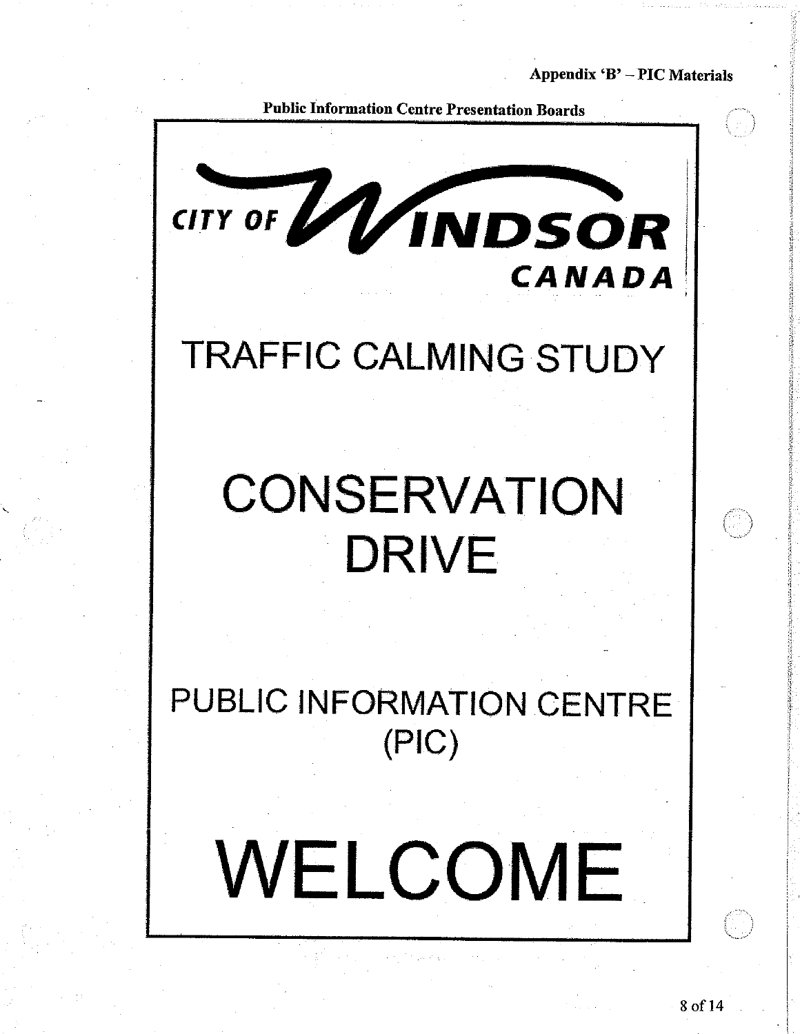Appendix 'B' – PIC Materials

**Public Information Centre Presentation Boards**

CITY OF WINDSOR
CANADA

# TRAFFIC CALMING STUDY

# CONSERVATION DRIVE

## PUBLIC INFORMATION CENTRE (PIC)

# WELCOME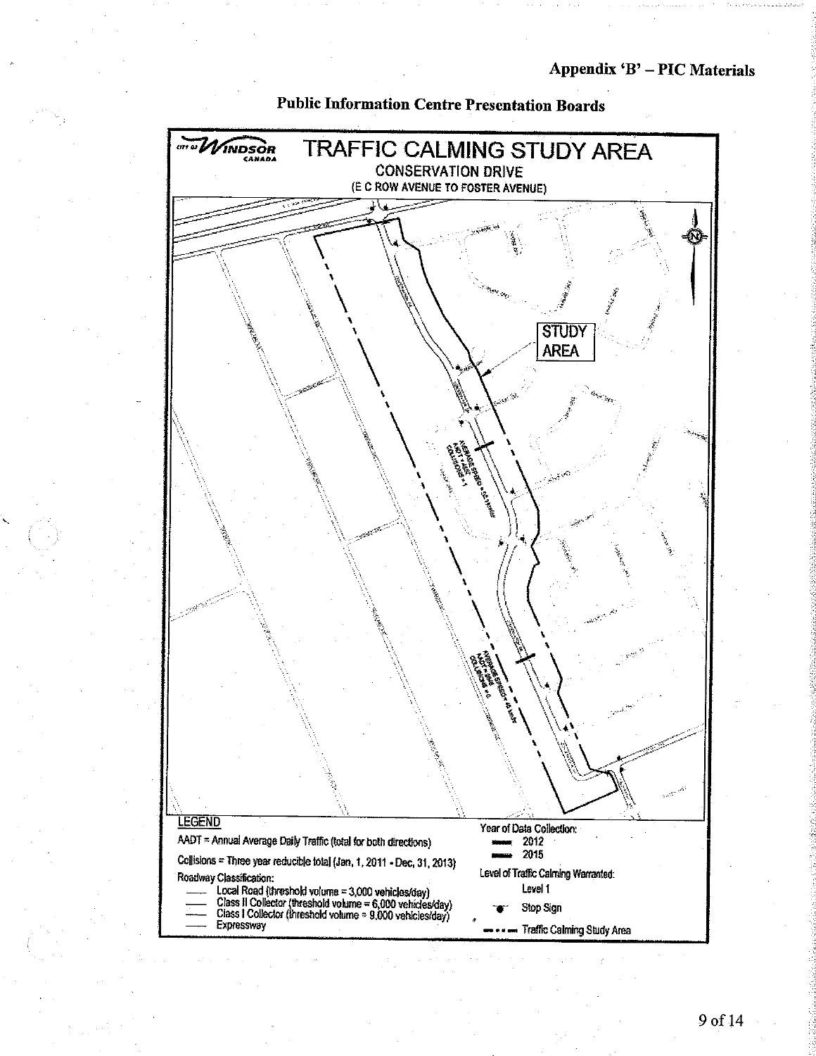## Appendix 'B' – PIC Materials

### Public Information Centre Presentation Boards

CITY OF WINDSOR CANADA

# TRAFFIC CALMING STUDY AREA

CONSERVATION DRIVE

(E C ROW AVENUE TO FOSTER AVENUE)

STUDY AREA

AVERAGE SPEED = 52 km/h
AADT = 425
COLLISIONS = 1

AVERAGE SPEED = 46 km/h
AADT = 566
COLLISIONS = 0

LEGEND

AADT = Annual Average Daily Traffic (total for both directions)

Collisions = Three year reducible total (Jan, 1, 2011 - Dec, 31, 2013)

Roadway Classification:
- Local Road (threshold volume = 3,000 vehicles/day)
- Class II Collector (threshold volume = 6,000 vehicles/day)
- Class I Collector (threshold volume = 9,000 vehicles/day)
- Expressway

Year of Data Collection:
- 2012
- 2015

Level of Traffic Calming Warranted:
- Level 1

Stop Sign

Traffic Calming Study Area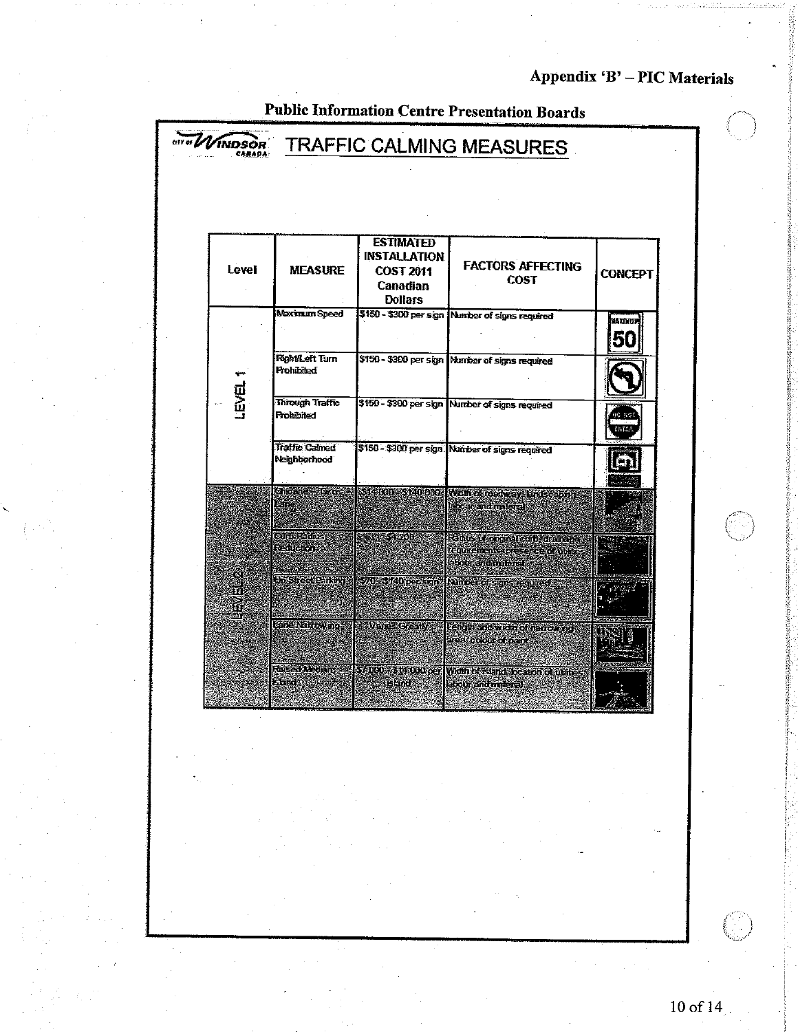# Appendix 'B' – PIC Materials

## Public Information Centre Presentation Boards

CITY OF WINDSOR CANADA

## TRAFFIC CALMING MEASURES

| Level | MEASURE | ESTIMATED INSTALLATION COST 2011 Canadian Dollars | FACTORS AFFECTING COST | CONCEPT |
|---|---|---|---|---|
| LEVEL 1 | Maximum Speed | $150 - $300 per sign | Number of signs required | MAXIMUM 50 |
| | Right/Left Turn Prohibited | $150 - $300 per sign | Number of signs required | |
| | Through Traffic Prohibited | $150 - $300 per sign | Number of signs required | DO NOT ENTER |
| | Traffic Calmed Neighborhood | $150 - $300 per sign | Number of signs required | |
| LEVEL 2 | Chicane – 20/0 Ring | $14,000 - $140,000 | Width of roadway, landscaping, labour and material | |
| | Curb Radius Reduction | $4,200 | Radius of original curb, drainage requirements, presence of utilities, labour and material | |
| | On Street Parking | $70 - $140 per sign | Number of signs required | |
| | Lane Narrowing | Varies Greatly | Length and width of narrowing area, colour of paint | |
| | Raised Median Island | $7,000 - $14,000 per island | Width of island, location of utilities, labour and material | |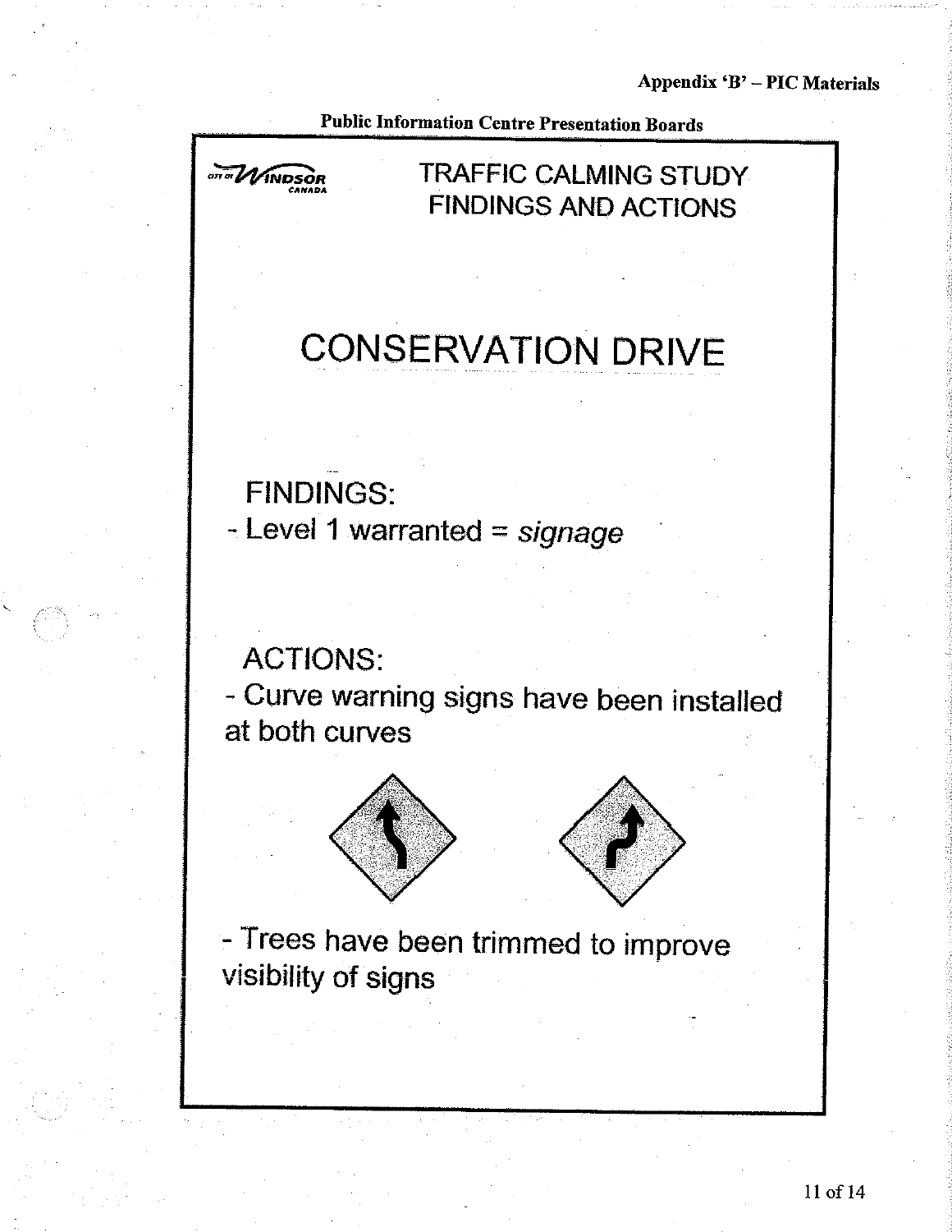Appendix 'B' – PIC Materials

**Public Information Centre Presentation Boards**

City of Windsor Canada

# TRAFFIC CALMING STUDY FINDINGS AND ACTIONS

## CONSERVATION DRIVE

FINDINGS:

- Level 1 warranted = *signage*

ACTIONS:

- Curve warning signs have been installed at both curves

- Trees have been trimmed to improve visibility of signs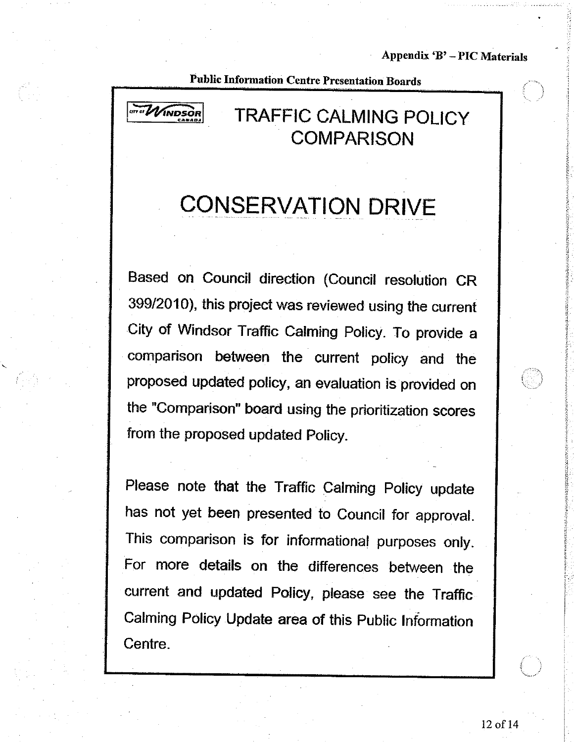Appendix 'B' – PIC Materials

**Public Information Centre Presentation Boards**

# TRAFFIC CALMING POLICY COMPARISON

## CONSERVATION DRIVE

Based on Council direction (Council resolution CR 399/2010), this project was reviewed using the current City of Windsor Traffic Calming Policy. To provide a comparison between the current policy and the proposed updated policy, an evaluation is provided on the "Comparison" board using the prioritization scores from the proposed updated Policy.

Please note that the Traffic Calming Policy update has not yet been presented to Council for approval. This comparison is for informational purposes only. For more details on the differences between the current and updated Policy, please see the Traffic Calming Policy Update area of this Public Information Centre.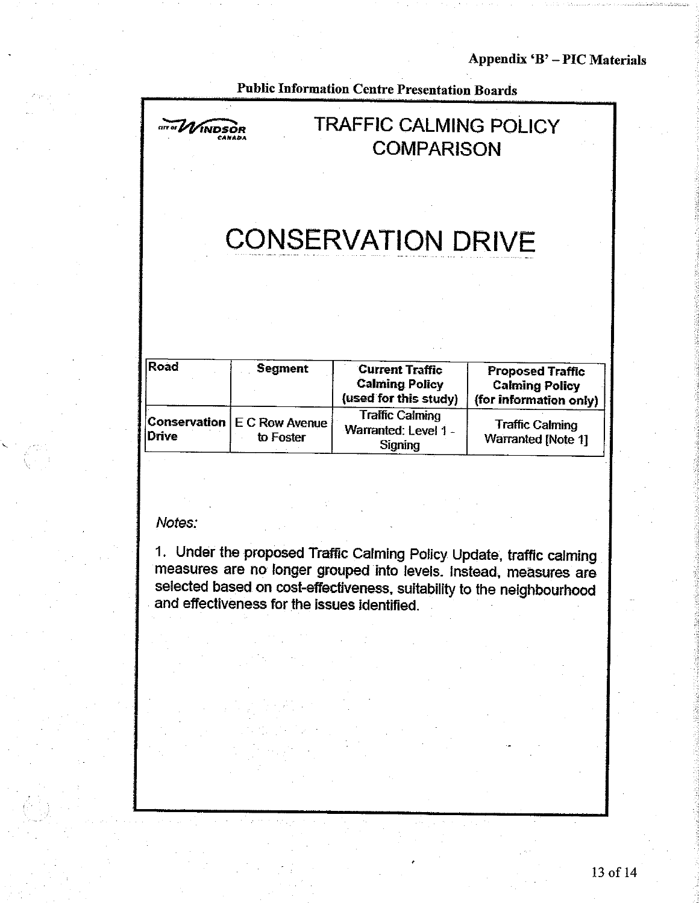Appendix 'B' – PIC Materials

Public Information Centre Presentation Boards

CITY OF WINDSOR CANADA

# TRAFFIC CALMING POLICY COMPARISON

# CONSERVATION DRIVE

| Road | Segment | Current Traffic Calming Policy (used for this study) | Proposed Traffic Calming Policy (for information only) |
|---|---|---|---|
| Conservation Drive | E C Row Avenue to Foster | Traffic Calming Warranted: Level 1 - Signing | Traffic Calming Warranted [Note 1] |

*Notes:*

1. Under the proposed Traffic Calming Policy Update, traffic calming measures are no longer grouped into levels. Instead, measures are selected based on cost-effectiveness, suitability to the neighbourhood and effectiveness for the issues identified.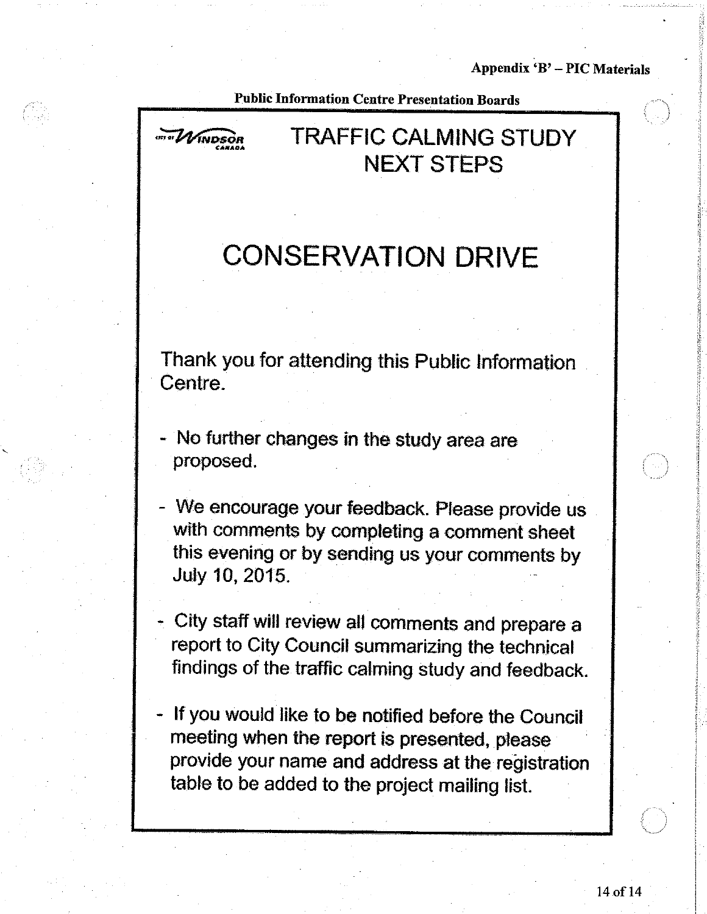Appendix 'B' – PIC Materials

**Public Information Centre Presentation Boards**

City of Windsor Canada

# TRAFFIC CALMING STUDY NEXT STEPS

# CONSERVATION DRIVE

Thank you for attending this Public Information Centre.

- No further changes in the study area are proposed.
- We encourage your feedback. Please provide us with comments by completing a comment sheet this evening or by sending us your comments by July 10, 2015.
- City staff will review all comments and prepare a report to City Council summarizing the technical findings of the traffic calming study and feedback.
- If you would like to be notified before the Council meeting when the report is presented, please provide your name and address at the registration table to be added to the project mailing list.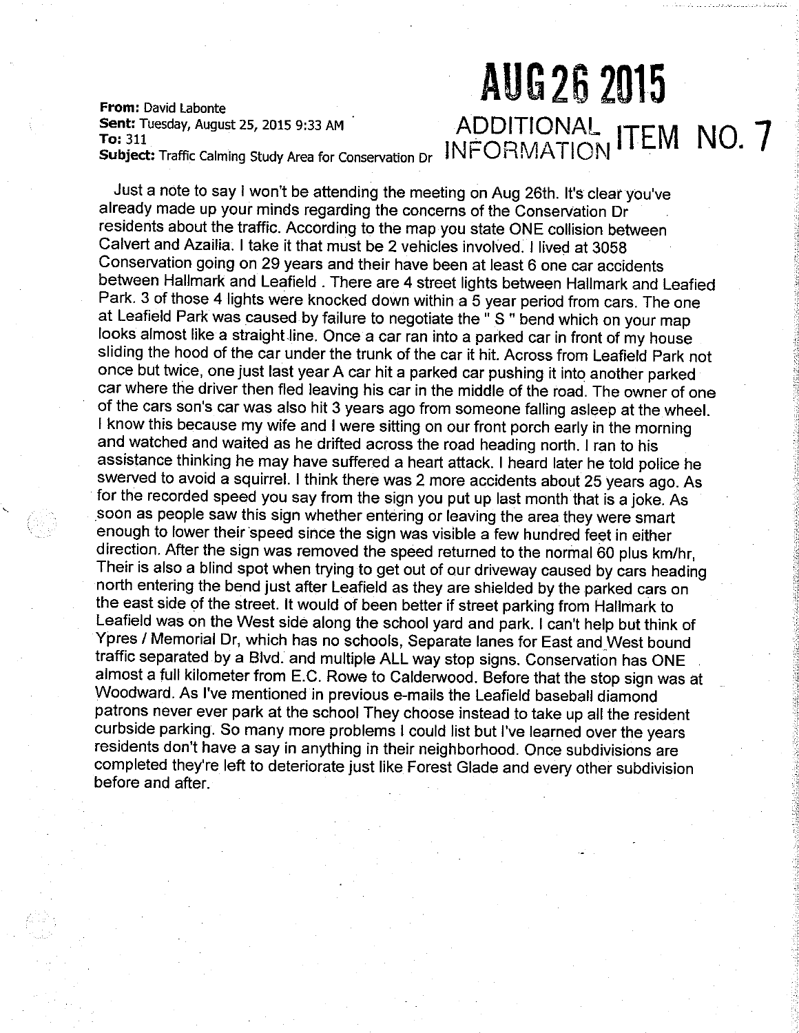**AUG 26 2015**

**ADDITIONAL INFORMATION ITEM NO. 7**

**From:** David Labonte
**Sent:** Tuesday, August 25, 2015 9:33 AM
**To:** 311
**Subject:** Traffic Calming Study Area for Conservation Dr

Just a note to say I won't be attending the meeting on Aug 26th. It's clear you've already made up your minds regarding the concerns of the Conservation Dr residents about the traffic. According to the map you state ONE collision between Calvert and Azailia. I take it that must be 2 vehicles involved. I lived at 3058 Conservation going on 29 years and their have been at least 6 one car accidents between Hallmark and Leafield . There are 4 street lights between Hallmark and Leafied Park. 3 of those 4 lights were knocked down within a 5 year period from cars. The one at Leafield Park was caused by failure to negotiate the " S " bend which on your map looks almost like a straight line. Once a car ran into a parked car in front of my house sliding the hood of the car under the trunk of the car it hit. Across from Leafield Park not once but twice, one just last year A car hit a parked car pushing it into another parked car where the driver then fled leaving his car in the middle of the road. The owner of one of the cars son's car was also hit 3 years ago from someone falling asleep at the wheel. I know this because my wife and I were sitting on our front porch early in the morning and watched and waited as he drifted across the road heading north. I ran to his assistance thinking he may have suffered a heart attack. I heard later he told police he swerved to avoid a squirrel. I think there was 2 more accidents about 25 years ago. As for the recorded speed you say from the sign you put up last month that is a joke. As soon as people saw this sign whether entering or leaving the area they were smart enough to lower their speed since the sign was visible a few hundred feet in either direction. After the sign was removed the speed returned to the normal 60 plus km/hr, Their is also a blind spot when trying to get out of our driveway caused by cars heading north entering the bend just after Leafield as they are shielded by the parked cars on the east side of the street. It would of been better if street parking from Hallmark to Leafield was on the West side along the school yard and park. I can't help but think of Ypres / Memorial Dr, which has no schools, Separate lanes for East and West bound traffic separated by a Blvd. and multiple ALL way stop signs. Conservation has ONE almost a full kilometer from E.C. Rowe to Calderwood. Before that the stop sign was at Woodward. As I've mentioned in previous e-mails the Leafield baseball diamond patrons never ever park at the school They choose instead to take up all the resident curbside parking. So many more problems I could list but I've learned over the years residents don't have a say in anything in their neighborhood. Once subdivisions are completed they're left to deteriorate just like Forest Glade and every other subdivision before and after.